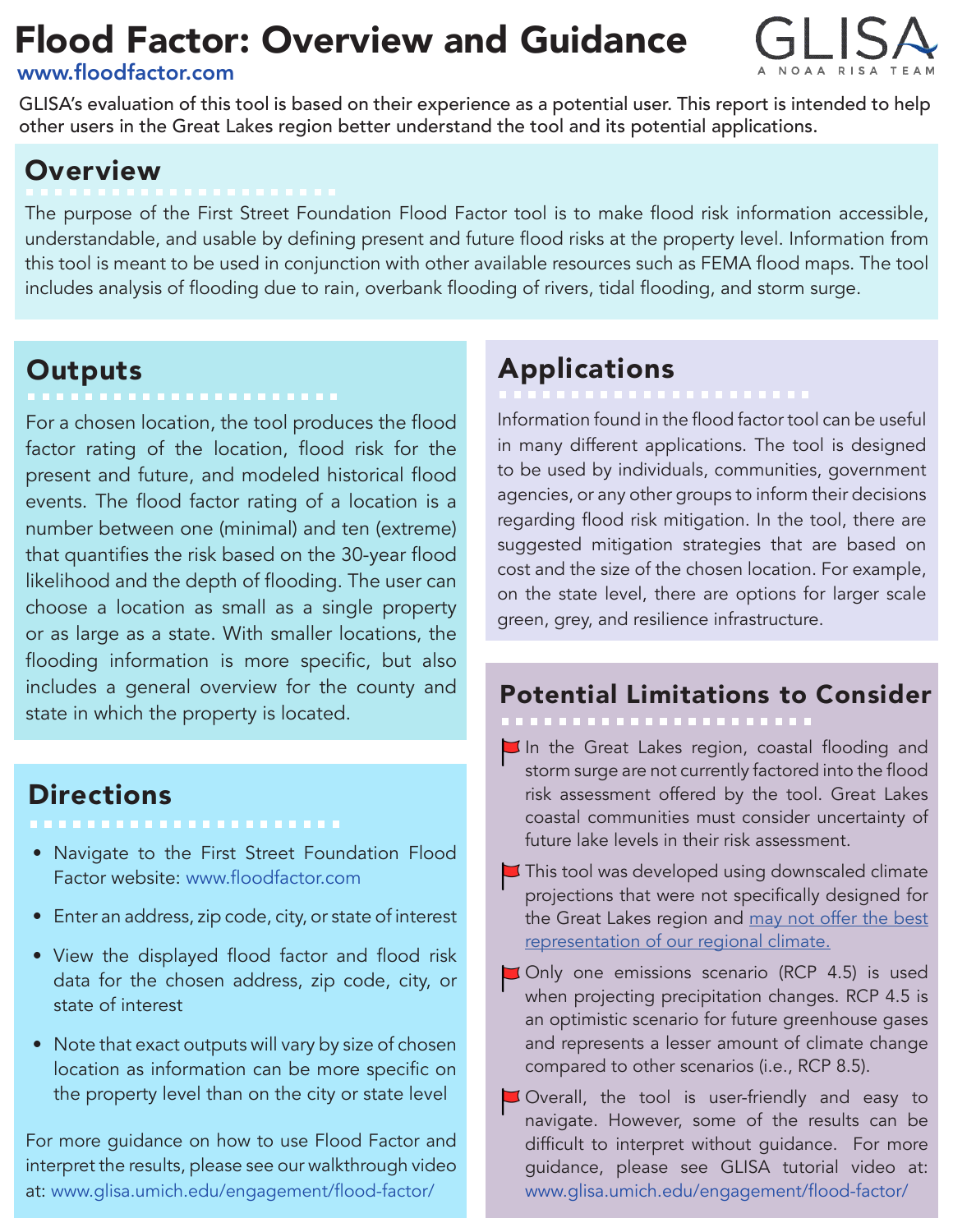# Flood Factor: Overview and Guidance

www.floodfactor.com

GLISA — A NOAA RISA TEAM

GLISA's evaluation of this tool is based on their experience as a potential user. This report is intended to help other users in the Great Lakes region better understand the tool and its potential applications.

## Overview

The purpose of the First Street Foundation Flood Factor tool is to make flood risk information accessible, understandable, and usable by defining present and future flood risks at the property level. Information from this tool is meant to be used in conjunction with other available resources such as FEMA flood maps. The tool includes analysis of flooding due to rain, overbank flooding of rivers, tidal flooding, and storm surge.

## Outputs

For a chosen location, the tool produces the flood factor rating of the location, flood risk for the present and future, and modeled historical flood events. The flood factor rating of a location is a number between one (minimal) and ten (extreme) that quantifies the risk based on the 30-year flood likelihood and the depth of flooding. The user can choose a location as small as a single property or as large as a state. With smaller locations, the flooding information is more specific, but also includes a general overview for the county and state in which the property is located.

## Directions

- Navigate to the First Street Foundation Flood Factor website: www.floodfactor.com
- Enter an address, zip code, city, or state of interest
- View the displayed flood factor and flood risk data for the chosen address, zip code, city, or state of interest
- Note that exact outputs will vary by size of chosen location as information can be more specific on the property level than on the city or state level

For more guidance on how to use Flood Factor and interpret the results, please see our walkthrough video at: www.glisa.umich.edu/engagement/flood-factor/

## Applications

Information found in the flood factor tool can be useful in many different applications. The tool is designed to be used by individuals, communities, government agencies, or any other groups to inform their decisions regarding flood risk mitigation. In the tool, there are suggested mitigation strategies that are based on cost and the size of the chosen location. For example, on the state level, there are options for larger scale green, grey, and resilience infrastructure.

## Potential Limitations to Consider

- In the Great Lakes region, coastal flooding and storm surge are not currently factored into the flood risk assessment offered by the tool. Great Lakes coastal communities must consider uncertainty of future lake levels in their risk assessment.
- This tool was developed using downscaled climate projections that were not specifically designed for the Great Lakes region and may not offer the best representation of our regional climate.
- Only one emissions scenario (RCP 4.5) is used when projecting precipitation changes. RCP 4.5 is an optimistic scenario for future greenhouse gases and represents a lesser amount of climate change compared to other scenarios (i.e., RCP 8.5).
- Overall, the tool is user-friendly and easy to navigate. However, some of the results can be difficult to interpret without guidance. For more guidance, please see GLISA tutorial video at: www.glisa.umich.edu/engagement/flood-factor/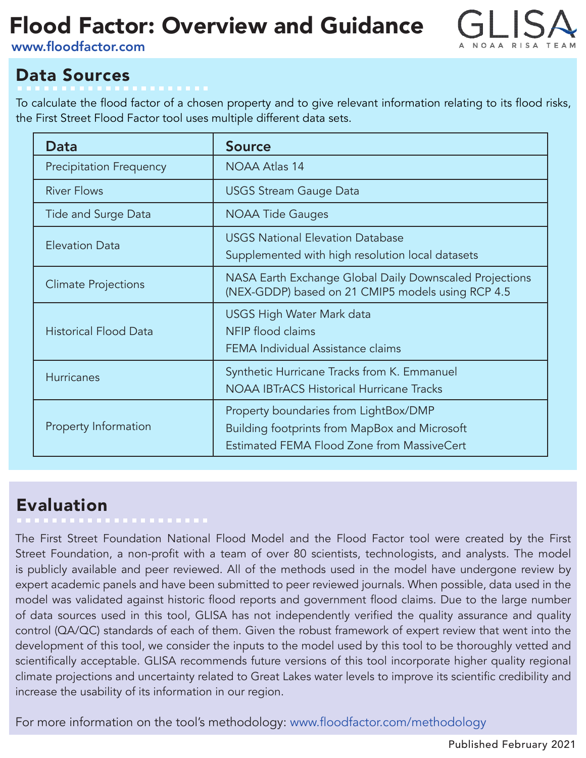# Flood Factor: Overview and Guidance

www.floodfactor.com

GLISA
A NOAA RISA TEAM

## Data Sources

To calculate the flood factor of a chosen property and to give relevant information relating to its flood risks, the First Street Flood Factor tool uses multiple different data sets.

| Data | Source |
|---|---|
| Precipitation Frequency | NOAA Atlas 14 |
| River Flows | USGS Stream Gauge Data |
| Tide and Surge Data | NOAA Tide Gauges |
| Elevation Data | USGS National Elevation Database<br>Supplemented with high resolution local datasets |
| Climate Projections | NASA Earth Exchange Global Daily Downscaled Projections (NEX-GDDP) based on 21 CMIP5 models using RCP 4.5 |
| Historical Flood Data | USGS High Water Mark data<br>NFIP flood claims<br>FEMA Individual Assistance claims |
| Hurricanes | Synthetic Hurricane Tracks from K. Emmanuel<br>NOAA IBTrACS Historical Hurricane Tracks |
| Property Information | Property boundaries from LightBox/DMP<br>Building footprints from MapBox and Microsoft<br>Estimated FEMA Flood Zone from MassiveCert |

## Evaluation

The First Street Foundation National Flood Model and the Flood Factor tool were created by the First Street Foundation, a non-profit with a team of over 80 scientists, technologists, and analysts. The model is publicly available and peer reviewed. All of the methods used in the model have undergone review by expert academic panels and have been submitted to peer reviewed journals. When possible, data used in the model was validated against historic flood reports and government flood claims. Due to the large number of data sources used in this tool, GLISA has not independently verified the quality assurance and quality control (QA/QC) standards of each of them. Given the robust framework of expert review that went into the development of this tool, we consider the inputs to the model used by this tool to be thoroughly vetted and scientifically acceptable. GLISA recommends future versions of this tool incorporate higher quality regional climate projections and uncertainty related to Great Lakes water levels to improve its scientific credibility and increase the usability of its information in our region.

For more information on the tool's methodology: www.floodfactor.com/methodology

Published February 2021